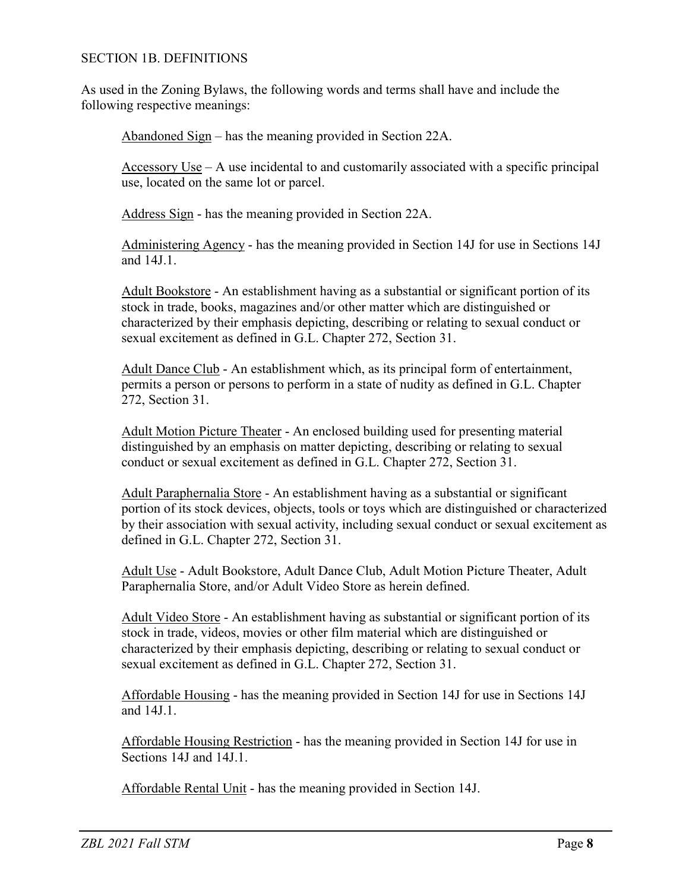## SECTION 1B. DEFINITIONS

As used in the Zoning Bylaws, the following words and terms shall have and include the following respective meanings:

Abandoned Sign – has the meaning provided in Section 22A.

Accessory Use – A use incidental to and customarily associated with a specific principal use, located on the same lot or parcel.

Address Sign - has the meaning provided in Section 22A.

Administering Agency - has the meaning provided in Section 14J for use in Sections 14J and 14J.1.

Adult Bookstore - An establishment having as a substantial or significant portion of its stock in trade, books, magazines and/or other matter which are distinguished or characterized by their emphasis depicting, describing or relating to sexual conduct or sexual excitement as defined in G.L. Chapter 272, Section 31.

Adult Dance Club - An establishment which, as its principal form of entertainment, permits a person or persons to perform in a state of nudity as defined in G.L. Chapter 272, Section 31.

Adult Motion Picture Theater - An enclosed building used for presenting material distinguished by an emphasis on matter depicting, describing or relating to sexual conduct or sexual excitement as defined in G.L. Chapter 272, Section 31.

Adult Paraphernalia Store - An establishment having as a substantial or significant portion of its stock devices, objects, tools or toys which are distinguished or characterized by their association with sexual activity, including sexual conduct or sexual excitement as defined in G.L. Chapter 272, Section 31.

Adult Use - Adult Bookstore, Adult Dance Club, Adult Motion Picture Theater, Adult Paraphernalia Store, and/or Adult Video Store as herein defined.

Adult Video Store - An establishment having as substantial or significant portion of its stock in trade, videos, movies or other film material which are distinguished or characterized by their emphasis depicting, describing or relating to sexual conduct or sexual excitement as defined in G.L. Chapter 272, Section 31.

Affordable Housing - has the meaning provided in Section 14J for use in Sections 14J and 14J.1.

Affordable Housing Restriction - has the meaning provided in Section 14J for use in Sections 14J and 14J.1.

Affordable Rental Unit - has the meaning provided in Section 14J.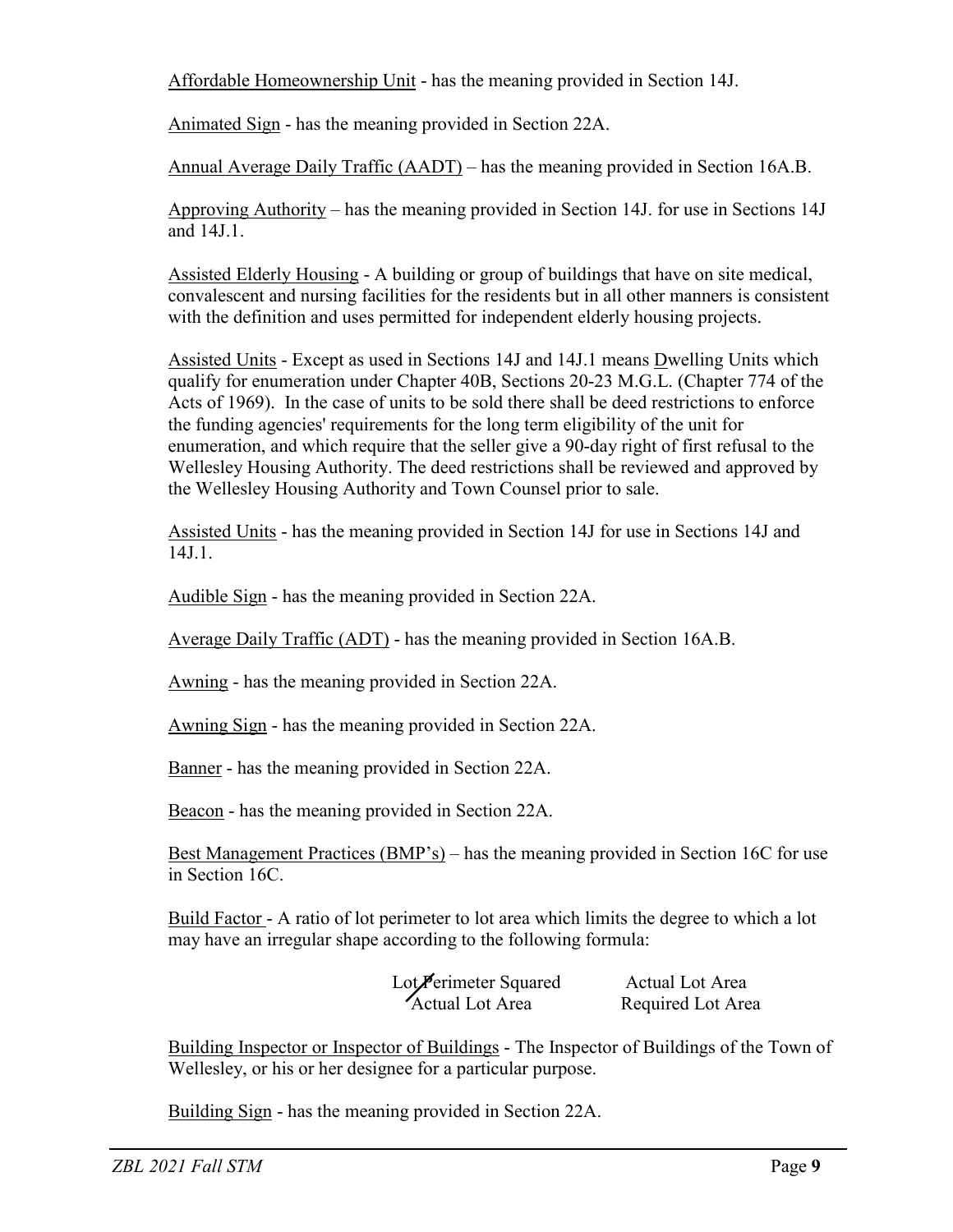Affordable Homeownership Unit - has the meaning provided in Section 14J.

Animated Sign - has the meaning provided in Section 22A.

Annual Average Daily Traffic (AADT) – has the meaning provided in Section 16A.B.

Approving Authority – has the meaning provided in Section 14J. for use in Sections 14J and 14J.1.

Assisted Elderly Housing - A building or group of buildings that have on site medical, convalescent and nursing facilities for the residents but in all other manners is consistent with the definition and uses permitted for independent elderly housing projects.

Assisted Units - Except as used in Sections 14J and 14J.1 means Dwelling Units which qualify for enumeration under Chapter 40B, Sections 20-23 M.G.L. (Chapter 774 of the Acts of 1969). In the case of units to be sold there shall be deed restrictions to enforce the funding agencies' requirements for the long term eligibility of the unit for enumeration, and which require that the seller give a 90-day right of first refusal to the Wellesley Housing Authority. The deed restrictions shall be reviewed and approved by the Wellesley Housing Authority and Town Counsel prior to sale.

Assisted Units - has the meaning provided in Section 14J for use in Sections 14J and 14J.1.

Audible Sign - has the meaning provided in Section 22A.

Average Daily Traffic (ADT) - has the meaning provided in Section 16A.B.

Awning - has the meaning provided in Section 22A.

Awning Sign - has the meaning provided in Section 22A.

Banner - has the meaning provided in Section 22A.

Beacon - has the meaning provided in Section 22A.

Best Management Practices (BMP's) – has the meaning provided in Section 16C for use in Section 16C.

Build Factor - A ratio of lot perimeter to lot area which limits the degree to which a lot may have an irregular shape according to the following formula:

$$\frac{\text{Lot Perimeter Squared}}{\text{Actual Lot Area}} \qquad \frac{\text{Actual Lot Area}}{\text{Required Lot Area}}$$

Building Inspector or Inspector of Buildings - The Inspector of Buildings of the Town of Wellesley, or his or her designee for a particular purpose.

Building Sign - has the meaning provided in Section 22A.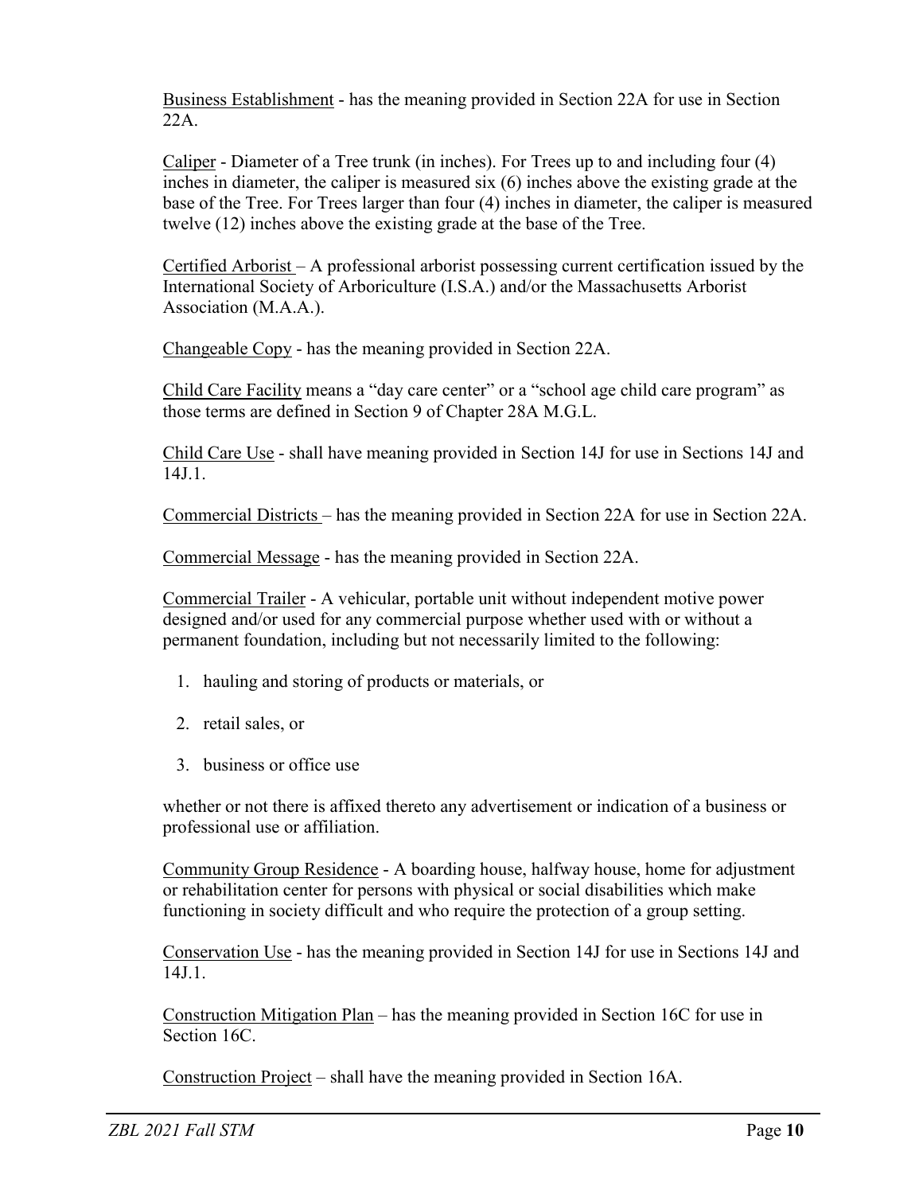Business Establishment - has the meaning provided in Section 22A for use in Section 22A.

Caliper - Diameter of a Tree trunk (in inches). For Trees up to and including four (4) inches in diameter, the caliper is measured six (6) inches above the existing grade at the base of the Tree. For Trees larger than four (4) inches in diameter, the caliper is measured twelve (12) inches above the existing grade at the base of the Tree.

Certified Arborist – A professional arborist possessing current certification issued by the International Society of Arboriculture (I.S.A.) and/or the Massachusetts Arborist Association (M.A.A.).

Changeable Copy - has the meaning provided in Section 22A.

Child Care Facility means a "day care center" or a "school age child care program" as those terms are defined in Section 9 of Chapter 28A M.G.L.

Child Care Use - shall have meaning provided in Section 14J for use in Sections 14J and 14J.1.

Commercial Districts – has the meaning provided in Section 22A for use in Section 22A.

Commercial Message - has the meaning provided in Section 22A.

Commercial Trailer - A vehicular, portable unit without independent motive power designed and/or used for any commercial purpose whether used with or without a permanent foundation, including but not necessarily limited to the following:

1. hauling and storing of products or materials, or
2. retail sales, or
3. business or office use

whether or not there is affixed thereto any advertisement or indication of a business or professional use or affiliation.

Community Group Residence - A boarding house, halfway house, home for adjustment or rehabilitation center for persons with physical or social disabilities which make functioning in society difficult and who require the protection of a group setting.

Conservation Use - has the meaning provided in Section 14J for use in Sections 14J and 14J.1.

Construction Mitigation Plan – has the meaning provided in Section 16C for use in Section 16C.

Construction Project – shall have the meaning provided in Section 16A.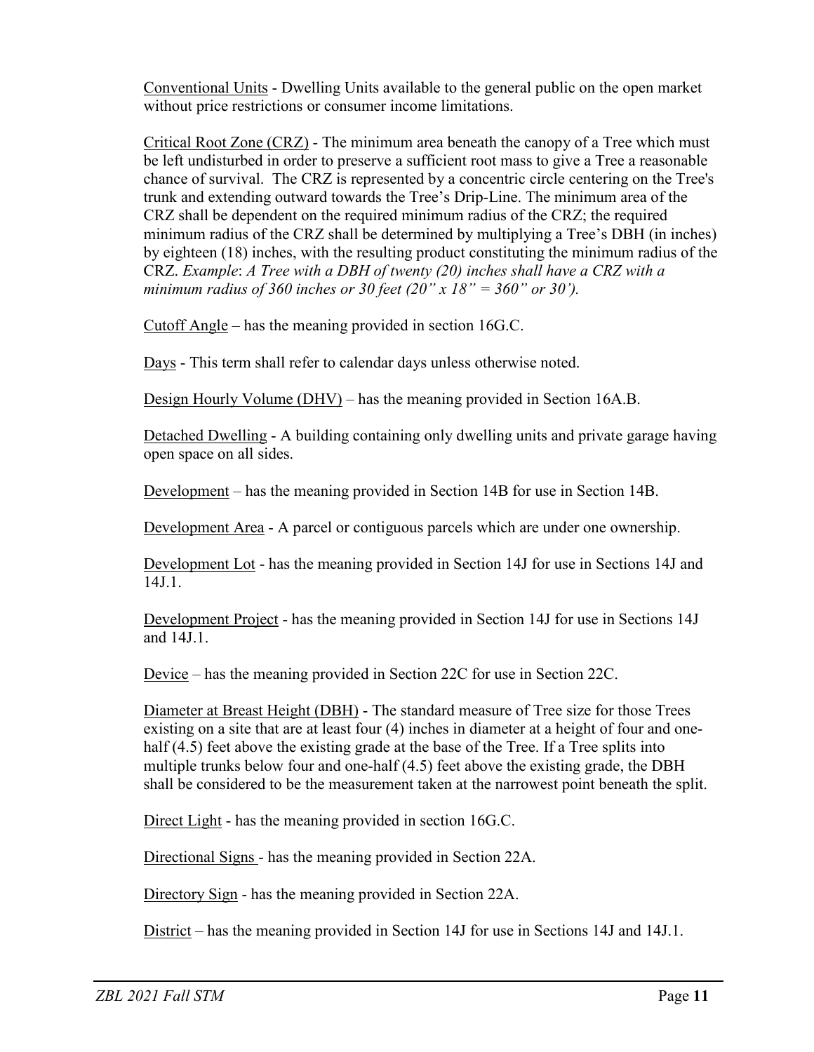Conventional Units - Dwelling Units available to the general public on the open market without price restrictions or consumer income limitations.

Critical Root Zone (CRZ) - The minimum area beneath the canopy of a Tree which must be left undisturbed in order to preserve a sufficient root mass to give a Tree a reasonable chance of survival. The CRZ is represented by a concentric circle centering on the Tree's trunk and extending outward towards the Tree's Drip-Line. The minimum area of the CRZ shall be dependent on the required minimum radius of the CRZ; the required minimum radius of the CRZ shall be determined by multiplying a Tree's DBH (in inches) by eighteen (18) inches, with the resulting product constituting the minimum radius of the CRZ. *Example*: *A Tree with a DBH of twenty (20) inches shall have a CRZ with a minimum radius of 360 inches or 30 feet (20" x 18" = 360" or 30').*

Cutoff Angle – has the meaning provided in section 16G.C.

Days - This term shall refer to calendar days unless otherwise noted.

Design Hourly Volume (DHV) – has the meaning provided in Section 16A.B.

Detached Dwelling - A building containing only dwelling units and private garage having open space on all sides.

Development – has the meaning provided in Section 14B for use in Section 14B.

Development Area - A parcel or contiguous parcels which are under one ownership.

Development Lot - has the meaning provided in Section 14J for use in Sections 14J and 14J.1.

Development Project - has the meaning provided in Section 14J for use in Sections 14J and 14J.1.

Device – has the meaning provided in Section 22C for use in Section 22C.

Diameter at Breast Height (DBH) - The standard measure of Tree size for those Trees existing on a site that are at least four (4) inches in diameter at a height of four and one-half (4.5) feet above the existing grade at the base of the Tree. If a Tree splits into multiple trunks below four and one-half (4.5) feet above the existing grade, the DBH shall be considered to be the measurement taken at the narrowest point beneath the split.

Direct Light - has the meaning provided in section 16G.C.

Directional Signs - has the meaning provided in Section 22A.

Directory Sign - has the meaning provided in Section 22A.

District – has the meaning provided in Section 14J for use in Sections 14J and 14J.1.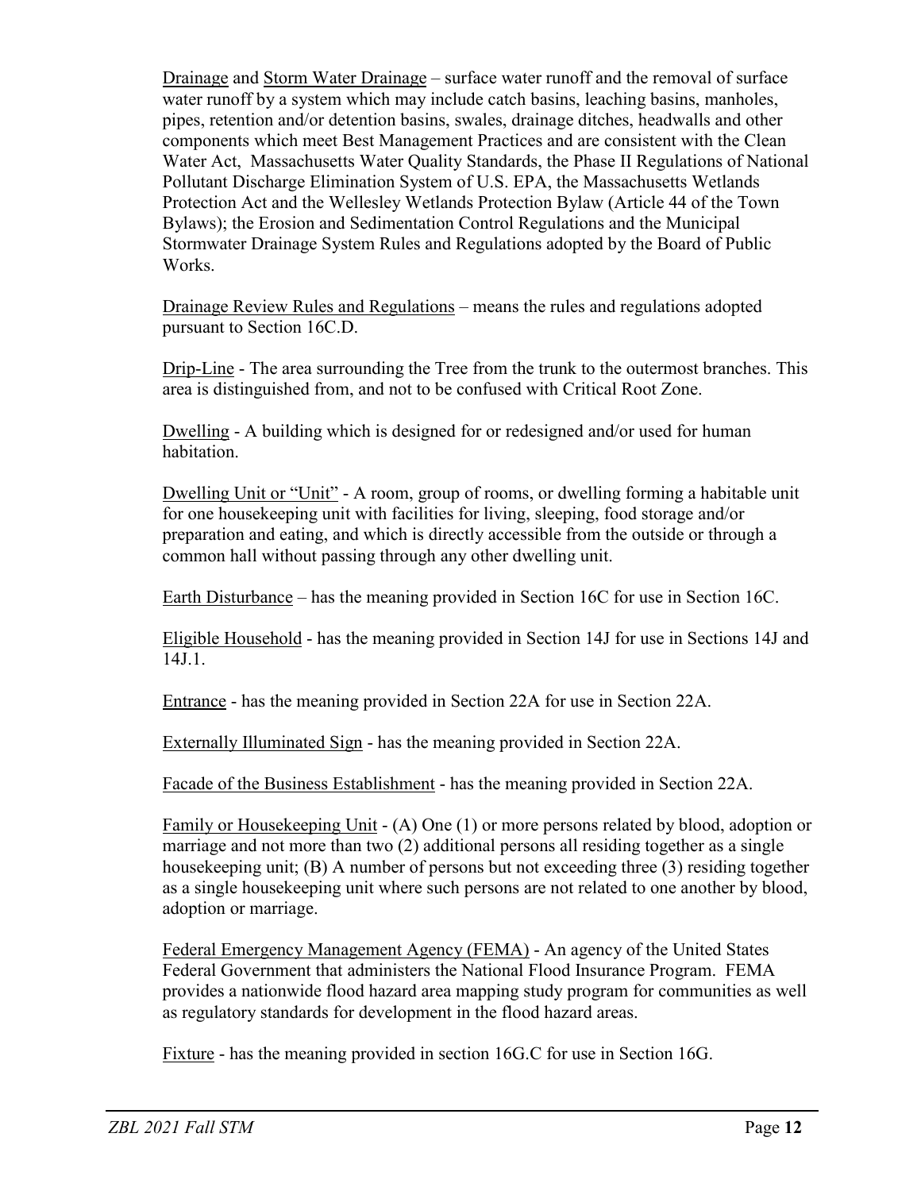Drainage and Storm Water Drainage – surface water runoff and the removal of surface water runoff by a system which may include catch basins, leaching basins, manholes, pipes, retention and/or detention basins, swales, drainage ditches, headwalls and other components which meet Best Management Practices and are consistent with the Clean Water Act, Massachusetts Water Quality Standards, the Phase II Regulations of National Pollutant Discharge Elimination System of U.S. EPA, the Massachusetts Wetlands Protection Act and the Wellesley Wetlands Protection Bylaw (Article 44 of the Town Bylaws); the Erosion and Sedimentation Control Regulations and the Municipal Stormwater Drainage System Rules and Regulations adopted by the Board of Public Works.

Drainage Review Rules and Regulations – means the rules and regulations adopted pursuant to Section 16C.D.

Drip-Line - The area surrounding the Tree from the trunk to the outermost branches. This area is distinguished from, and not to be confused with Critical Root Zone.

Dwelling - A building which is designed for or redesigned and/or used for human habitation.

Dwelling Unit or "Unit" - A room, group of rooms, or dwelling forming a habitable unit for one housekeeping unit with facilities for living, sleeping, food storage and/or preparation and eating, and which is directly accessible from the outside or through a common hall without passing through any other dwelling unit.

Earth Disturbance – has the meaning provided in Section 16C for use in Section 16C.

Eligible Household - has the meaning provided in Section 14J for use in Sections 14J and 14J.1.

Entrance - has the meaning provided in Section 22A for use in Section 22A.

Externally Illuminated Sign - has the meaning provided in Section 22A.

Facade of the Business Establishment - has the meaning provided in Section 22A.

Family or Housekeeping Unit - (A) One (1) or more persons related by blood, adoption or marriage and not more than two (2) additional persons all residing together as a single housekeeping unit; (B) A number of persons but not exceeding three (3) residing together as a single housekeeping unit where such persons are not related to one another by blood, adoption or marriage.

Federal Emergency Management Agency (FEMA) - An agency of the United States Federal Government that administers the National Flood Insurance Program. FEMA provides a nationwide flood hazard area mapping study program for communities as well as regulatory standards for development in the flood hazard areas.

Fixture - has the meaning provided in section 16G.C for use in Section 16G.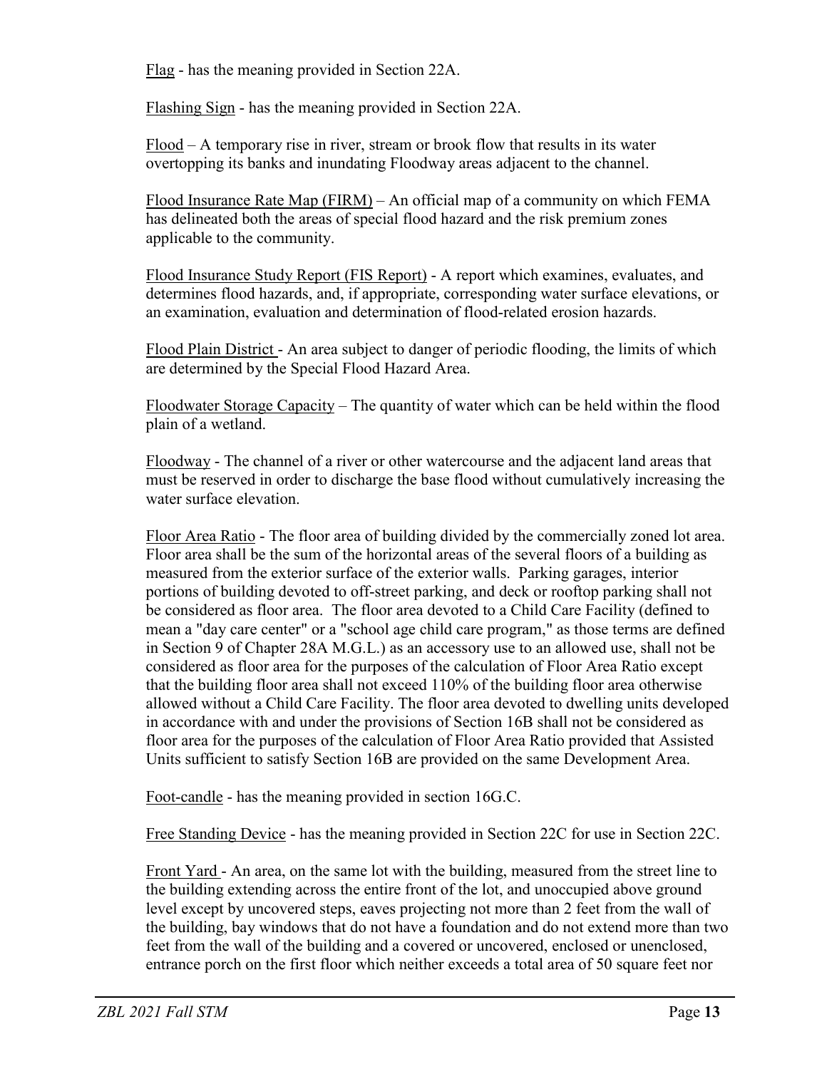Flag - has the meaning provided in Section 22A.

Flashing Sign - has the meaning provided in Section 22A.

Flood – A temporary rise in river, stream or brook flow that results in its water overtopping its banks and inundating Floodway areas adjacent to the channel.

Flood Insurance Rate Map (FIRM) – An official map of a community on which FEMA has delineated both the areas of special flood hazard and the risk premium zones applicable to the community.

Flood Insurance Study Report (FIS Report) - A report which examines, evaluates, and determines flood hazards, and, if appropriate, corresponding water surface elevations, or an examination, evaluation and determination of flood-related erosion hazards.

Flood Plain District - An area subject to danger of periodic flooding, the limits of which are determined by the Special Flood Hazard Area.

Floodwater Storage Capacity – The quantity of water which can be held within the flood plain of a wetland.

Floodway - The channel of a river or other watercourse and the adjacent land areas that must be reserved in order to discharge the base flood without cumulatively increasing the water surface elevation.

Floor Area Ratio - The floor area of building divided by the commercially zoned lot area. Floor area shall be the sum of the horizontal areas of the several floors of a building as measured from the exterior surface of the exterior walls. Parking garages, interior portions of building devoted to off-street parking, and deck or rooftop parking shall not be considered as floor area. The floor area devoted to a Child Care Facility (defined to mean a "day care center" or a "school age child care program," as those terms are defined in Section 9 of Chapter 28A M.G.L.) as an accessory use to an allowed use, shall not be considered as floor area for the purposes of the calculation of Floor Area Ratio except that the building floor area shall not exceed 110% of the building floor area otherwise allowed without a Child Care Facility. The floor area devoted to dwelling units developed in accordance with and under the provisions of Section 16B shall not be considered as floor area for the purposes of the calculation of Floor Area Ratio provided that Assisted Units sufficient to satisfy Section 16B are provided on the same Development Area.

Foot-candle - has the meaning provided in section 16G.C.

Free Standing Device - has the meaning provided in Section 22C for use in Section 22C.

Front Yard - An area, on the same lot with the building, measured from the street line to the building extending across the entire front of the lot, and unoccupied above ground level except by uncovered steps, eaves projecting not more than 2 feet from the wall of the building, bay windows that do not have a foundation and do not extend more than two feet from the wall of the building and a covered or uncovered, enclosed or unenclosed, entrance porch on the first floor which neither exceeds a total area of 50 square feet nor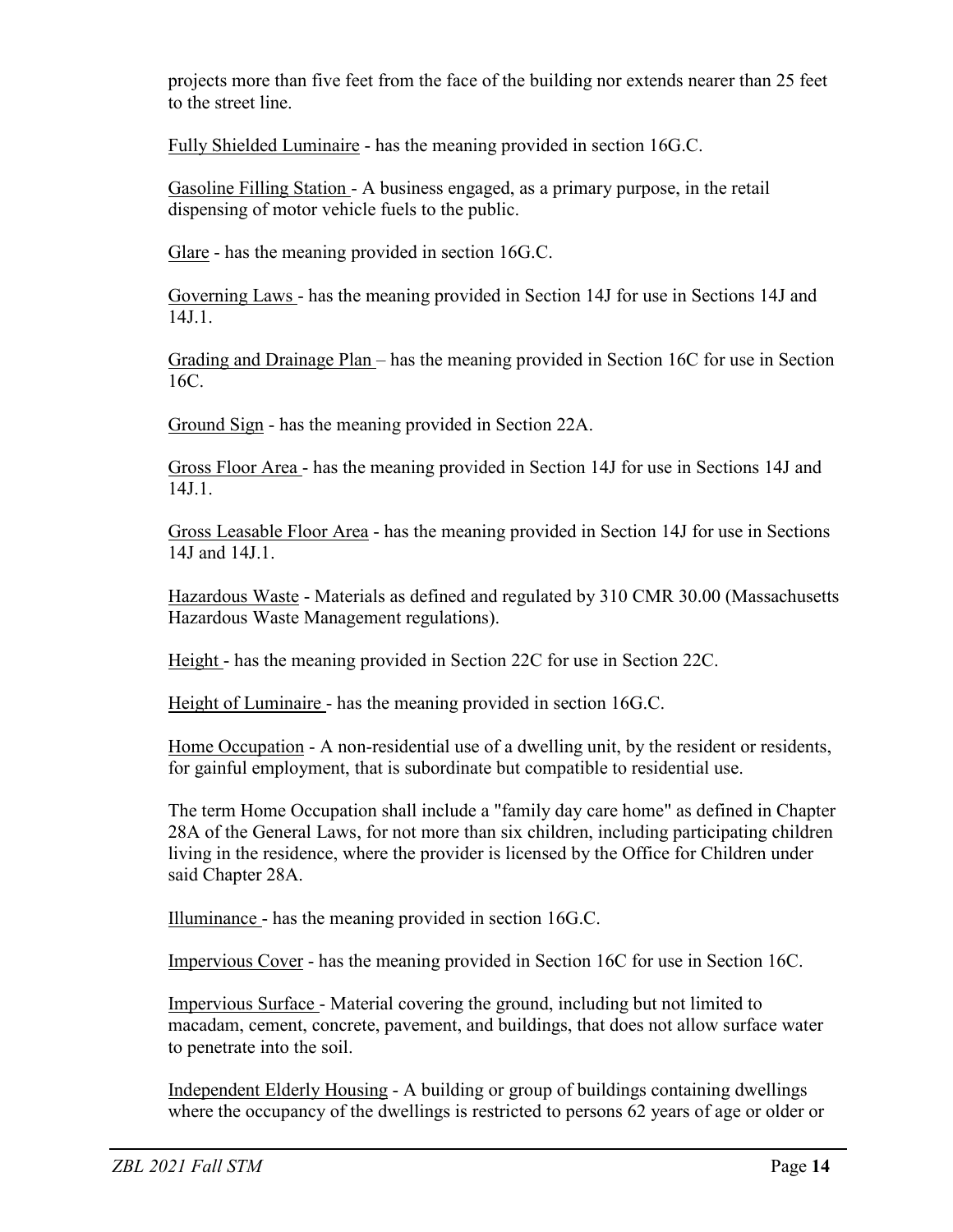projects more than five feet from the face of the building nor extends nearer than 25 feet to the street line.

Fully Shielded Luminaire - has the meaning provided in section 16G.C.

Gasoline Filling Station - A business engaged, as a primary purpose, in the retail dispensing of motor vehicle fuels to the public.

Glare - has the meaning provided in section 16G.C.

Governing Laws - has the meaning provided in Section 14J for use in Sections 14J and 14J.1.

Grading and Drainage Plan – has the meaning provided in Section 16C for use in Section 16C.

Ground Sign - has the meaning provided in Section 22A.

Gross Floor Area - has the meaning provided in Section 14J for use in Sections 14J and 14J.1.

Gross Leasable Floor Area - has the meaning provided in Section 14J for use in Sections 14J and 14J.1.

Hazardous Waste - Materials as defined and regulated by 310 CMR 30.00 (Massachusetts Hazardous Waste Management regulations).

Height - has the meaning provided in Section 22C for use in Section 22C.

Height of Luminaire - has the meaning provided in section 16G.C.

Home Occupation - A non-residential use of a dwelling unit, by the resident or residents, for gainful employment, that is subordinate but compatible to residential use.

The term Home Occupation shall include a "family day care home" as defined in Chapter 28A of the General Laws, for not more than six children, including participating children living in the residence, where the provider is licensed by the Office for Children under said Chapter 28A.

Illuminance - has the meaning provided in section 16G.C.

Impervious Cover - has the meaning provided in Section 16C for use in Section 16C.

Impervious Surface - Material covering the ground, including but not limited to macadam, cement, concrete, pavement, and buildings, that does not allow surface water to penetrate into the soil.

Independent Elderly Housing - A building or group of buildings containing dwellings where the occupancy of the dwellings is restricted to persons 62 years of age or older or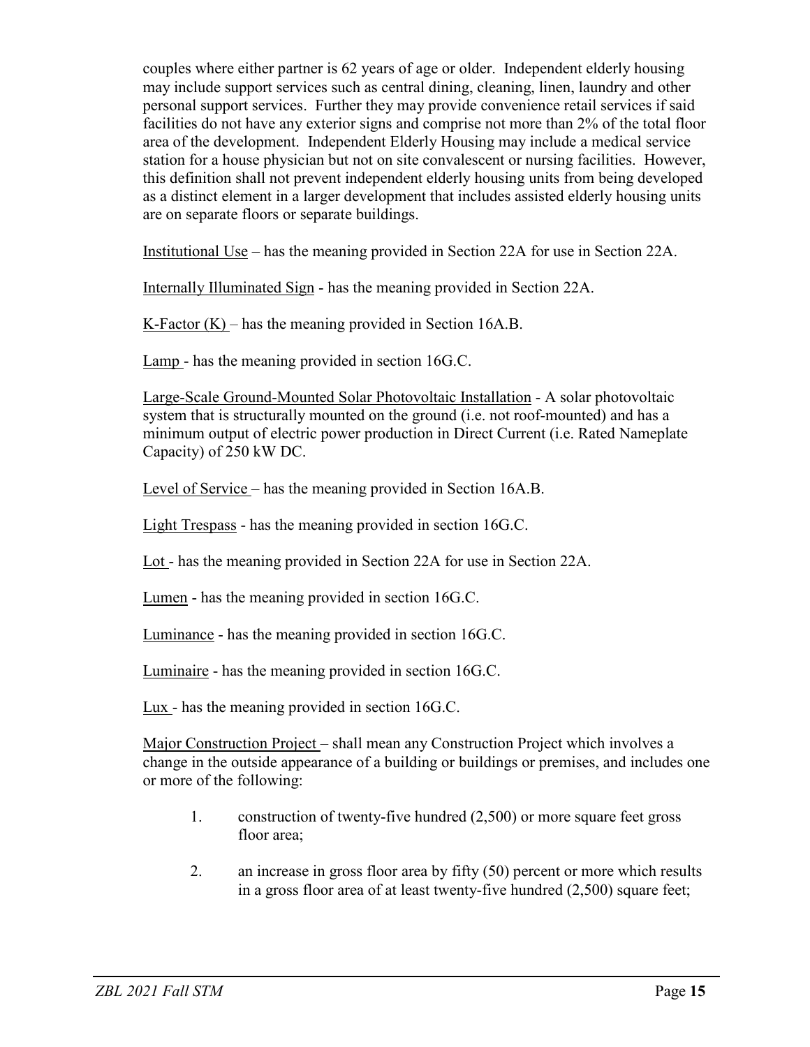couples where either partner is 62 years of age or older. Independent elderly housing may include support services such as central dining, cleaning, linen, laundry and other personal support services. Further they may provide convenience retail services if said facilities do not have any exterior signs and comprise not more than 2% of the total floor area of the development. Independent Elderly Housing may include a medical service station for a house physician but not on site convalescent or nursing facilities. However, this definition shall not prevent independent elderly housing units from being developed as a distinct element in a larger development that includes assisted elderly housing units are on separate floors or separate buildings.

Institutional Use – has the meaning provided in Section 22A for use in Section 22A.

Internally Illuminated Sign - has the meaning provided in Section 22A.

K-Factor (K) – has the meaning provided in Section 16A.B.

Lamp - has the meaning provided in section 16G.C.

Large-Scale Ground-Mounted Solar Photovoltaic Installation - A solar photovoltaic system that is structurally mounted on the ground (i.e. not roof-mounted) and has a minimum output of electric power production in Direct Current (i.e. Rated Nameplate Capacity) of 250 kW DC.

Level of Service – has the meaning provided in Section 16A.B.

Light Trespass - has the meaning provided in section 16G.C.

Lot - has the meaning provided in Section 22A for use in Section 22A.

Lumen - has the meaning provided in section 16G.C.

Luminance - has the meaning provided in section 16G.C.

Luminaire - has the meaning provided in section 16G.C.

Lux - has the meaning provided in section 16G.C.

Major Construction Project – shall mean any Construction Project which involves a change in the outside appearance of a building or buildings or premises, and includes one or more of the following:

1. construction of twenty-five hundred (2,500) or more square feet gross floor area;

2. an increase in gross floor area by fifty (50) percent or more which results in a gross floor area of at least twenty-five hundred (2,500) square feet;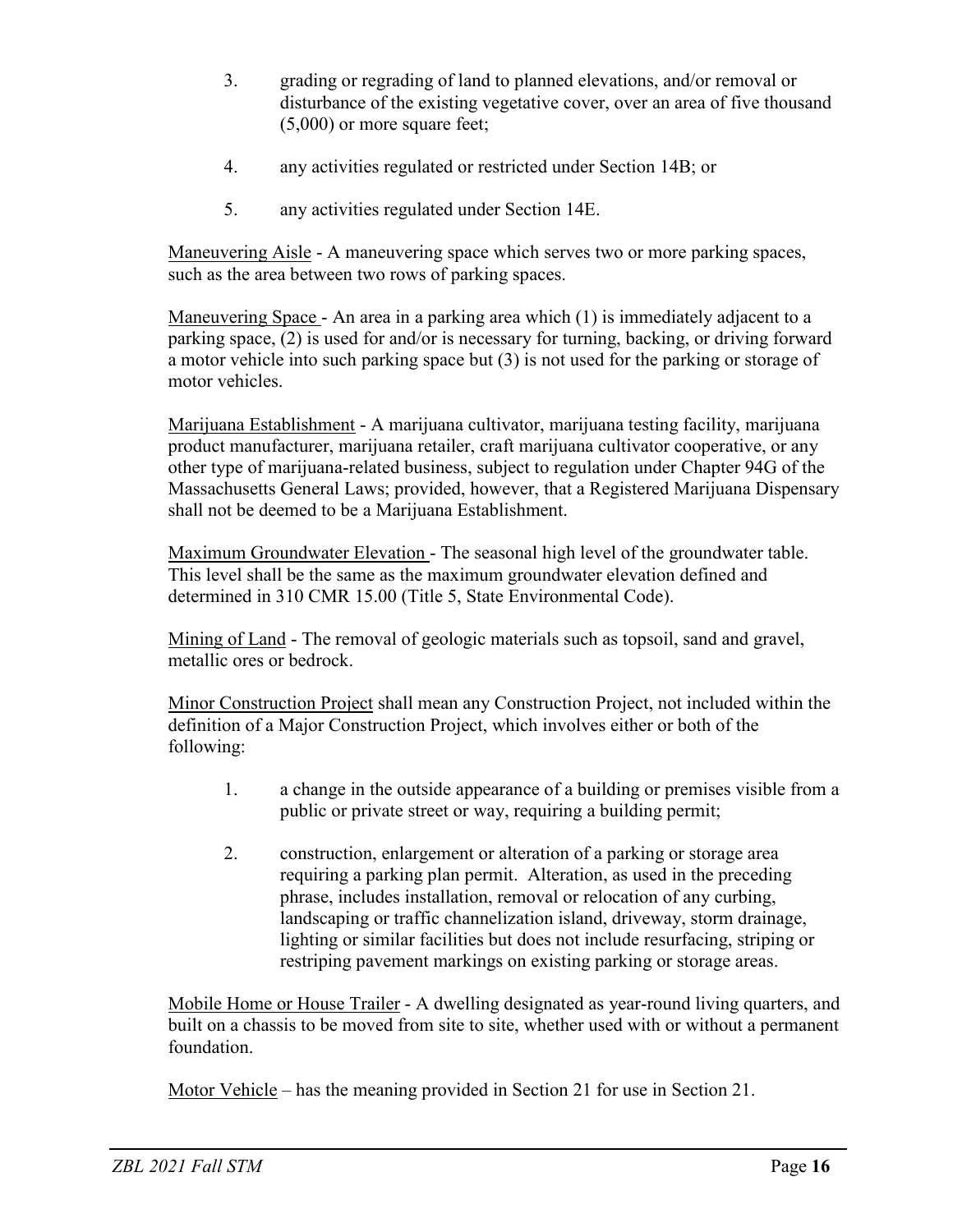3. grading or regrading of land to planned elevations, and/or removal or disturbance of the existing vegetative cover, over an area of five thousand (5,000) or more square feet;

4. any activities regulated or restricted under Section 14B; or

5. any activities regulated under Section 14E.

Maneuvering Aisle - A maneuvering space which serves two or more parking spaces, such as the area between two rows of parking spaces.

Maneuvering Space - An area in a parking area which (1) is immediately adjacent to a parking space, (2) is used for and/or is necessary for turning, backing, or driving forward a motor vehicle into such parking space but (3) is not used for the parking or storage of motor vehicles.

Marijuana Establishment - A marijuana cultivator, marijuana testing facility, marijuana product manufacturer, marijuana retailer, craft marijuana cultivator cooperative, or any other type of marijuana-related business, subject to regulation under Chapter 94G of the Massachusetts General Laws; provided, however, that a Registered Marijuana Dispensary shall not be deemed to be a Marijuana Establishment.

Maximum Groundwater Elevation - The seasonal high level of the groundwater table. This level shall be the same as the maximum groundwater elevation defined and determined in 310 CMR 15.00 (Title 5, State Environmental Code).

Mining of Land - The removal of geologic materials such as topsoil, sand and gravel, metallic ores or bedrock.

Minor Construction Project shall mean any Construction Project, not included within the definition of a Major Construction Project, which involves either or both of the following:

1. a change in the outside appearance of a building or premises visible from a public or private street or way, requiring a building permit;

2. construction, enlargement or alteration of a parking or storage area requiring a parking plan permit. Alteration, as used in the preceding phrase, includes installation, removal or relocation of any curbing, landscaping or traffic channelization island, driveway, storm drainage, lighting or similar facilities but does not include resurfacing, striping or restriping pavement markings on existing parking or storage areas.

Mobile Home or House Trailer - A dwelling designated as year-round living quarters, and built on a chassis to be moved from site to site, whether used with or without a permanent foundation.

Motor Vehicle – has the meaning provided in Section 21 for use in Section 21.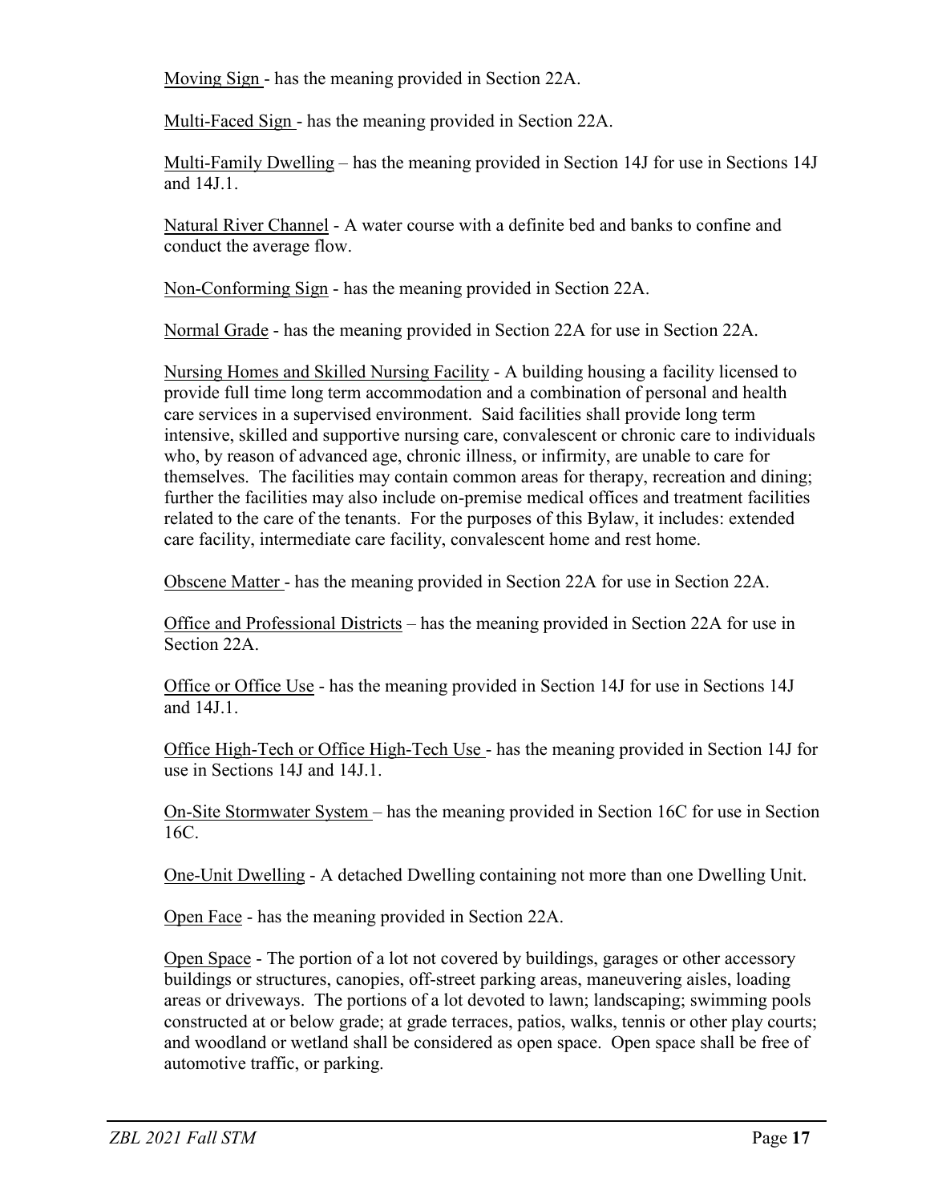Moving Sign - has the meaning provided in Section 22A.

Multi-Faced Sign - has the meaning provided in Section 22A.

Multi-Family Dwelling – has the meaning provided in Section 14J for use in Sections 14J and 14J.1.

Natural River Channel - A water course with a definite bed and banks to confine and conduct the average flow.

Non-Conforming Sign - has the meaning provided in Section 22A.

Normal Grade - has the meaning provided in Section 22A for use in Section 22A.

Nursing Homes and Skilled Nursing Facility - A building housing a facility licensed to provide full time long term accommodation and a combination of personal and health care services in a supervised environment. Said facilities shall provide long term intensive, skilled and supportive nursing care, convalescent or chronic care to individuals who, by reason of advanced age, chronic illness, or infirmity, are unable to care for themselves. The facilities may contain common areas for therapy, recreation and dining; further the facilities may also include on-premise medical offices and treatment facilities related to the care of the tenants. For the purposes of this Bylaw, it includes: extended care facility, intermediate care facility, convalescent home and rest home.

Obscene Matter - has the meaning provided in Section 22A for use in Section 22A.

Office and Professional Districts – has the meaning provided in Section 22A for use in Section 22A.

Office or Office Use - has the meaning provided in Section 14J for use in Sections 14J and 14J.1.

Office High-Tech or Office High-Tech Use - has the meaning provided in Section 14J for use in Sections 14J and 14J.1.

On-Site Stormwater System – has the meaning provided in Section 16C for use in Section 16C.

One-Unit Dwelling - A detached Dwelling containing not more than one Dwelling Unit.

Open Face - has the meaning provided in Section 22A.

Open Space - The portion of a lot not covered by buildings, garages or other accessory buildings or structures, canopies, off-street parking areas, maneuvering aisles, loading areas or driveways. The portions of a lot devoted to lawn; landscaping; swimming pools constructed at or below grade; at grade terraces, patios, walks, tennis or other play courts; and woodland or wetland shall be considered as open space. Open space shall be free of automotive traffic, or parking.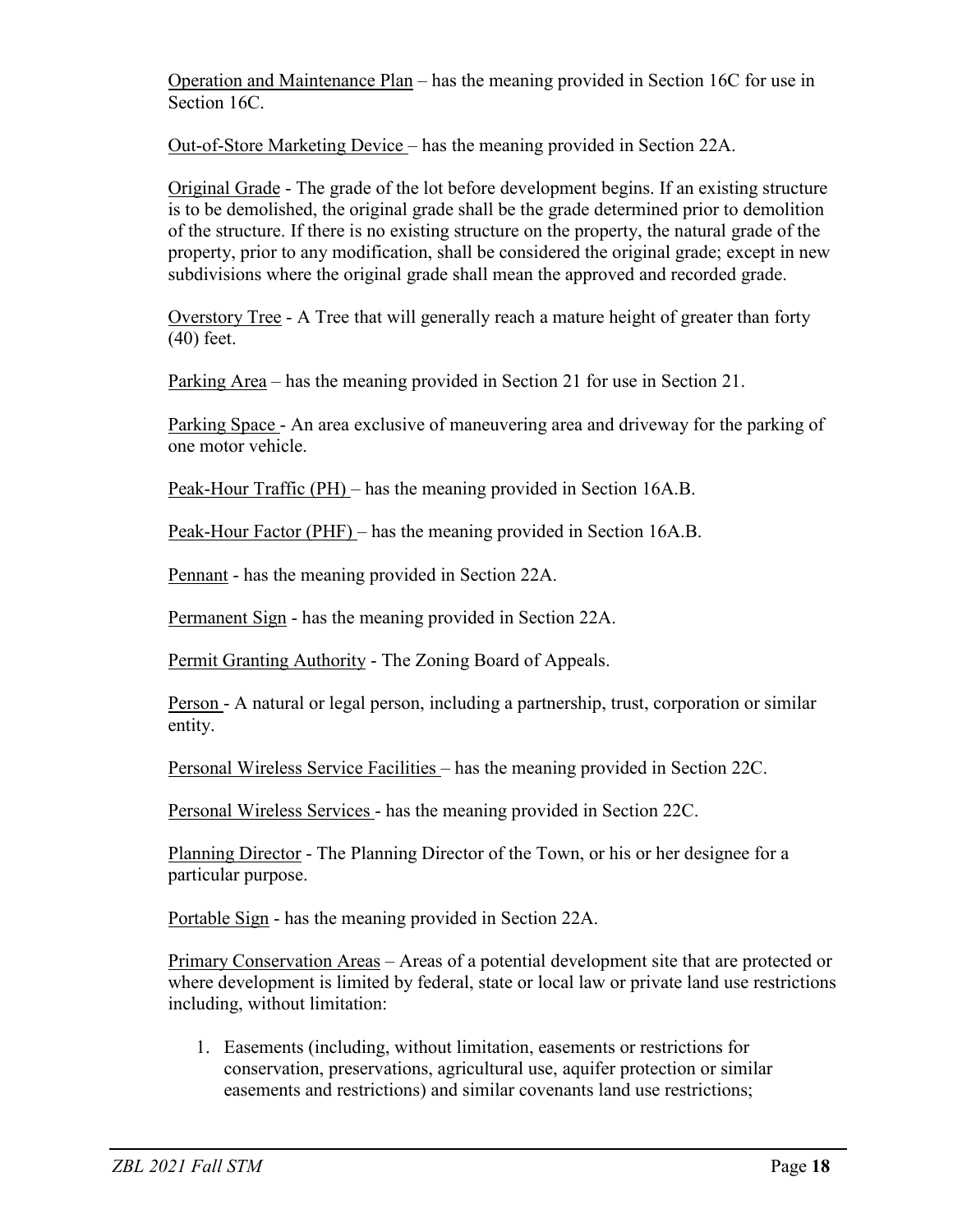Operation and Maintenance Plan – has the meaning provided in Section 16C for use in Section 16C.

Out-of-Store Marketing Device – has the meaning provided in Section 22A.

Original Grade - The grade of the lot before development begins. If an existing structure is to be demolished, the original grade shall be the grade determined prior to demolition of the structure. If there is no existing structure on the property, the natural grade of the property, prior to any modification, shall be considered the original grade; except in new subdivisions where the original grade shall mean the approved and recorded grade.

Overstory Tree - A Tree that will generally reach a mature height of greater than forty (40) feet.

Parking Area – has the meaning provided in Section 21 for use in Section 21.

Parking Space - An area exclusive of maneuvering area and driveway for the parking of one motor vehicle.

Peak-Hour Traffic (PH) – has the meaning provided in Section 16A.B.

Peak-Hour Factor (PHF) – has the meaning provided in Section 16A.B.

Pennant - has the meaning provided in Section 22A.

Permanent Sign - has the meaning provided in Section 22A.

Permit Granting Authority - The Zoning Board of Appeals.

Person - A natural or legal person, including a partnership, trust, corporation or similar entity.

Personal Wireless Service Facilities – has the meaning provided in Section 22C.

Personal Wireless Services - has the meaning provided in Section 22C.

Planning Director - The Planning Director of the Town, or his or her designee for a particular purpose.

Portable Sign - has the meaning provided in Section 22A.

Primary Conservation Areas – Areas of a potential development site that are protected or where development is limited by federal, state or local law or private land use restrictions including, without limitation:

1. Easements (including, without limitation, easements or restrictions for conservation, preservations, agricultural use, aquifer protection or similar easements and restrictions) and similar covenants land use restrictions;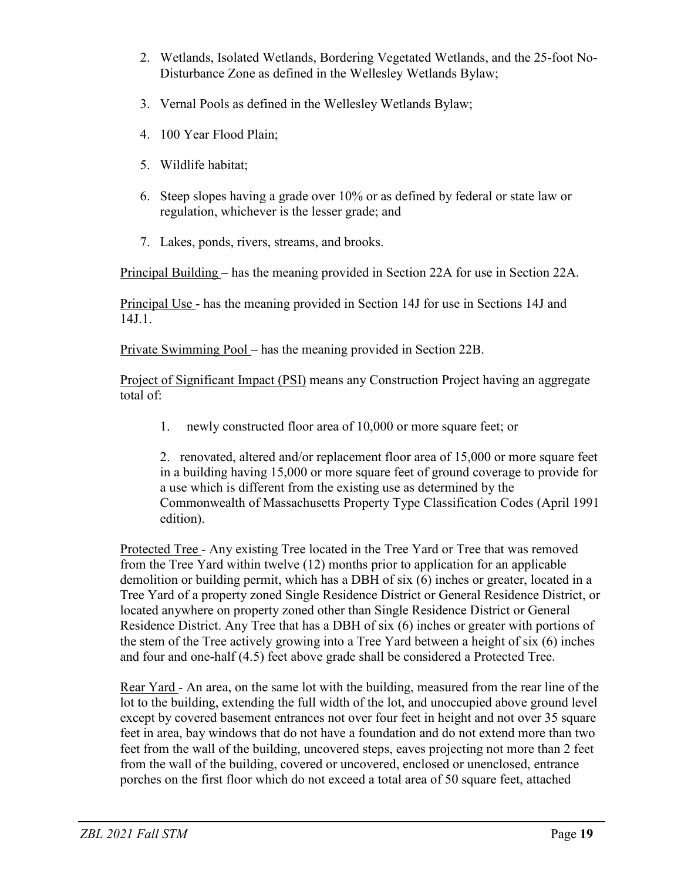2. Wetlands, Isolated Wetlands, Bordering Vegetated Wetlands, and the 25-foot No-Disturbance Zone as defined in the Wellesley Wetlands Bylaw;

3. Vernal Pools as defined in the Wellesley Wetlands Bylaw;

4. 100 Year Flood Plain;

5. Wildlife habitat;

6. Steep slopes having a grade over 10% or as defined by federal or state law or regulation, whichever is the lesser grade; and

7. Lakes, ponds, rivers, streams, and brooks.

Principal Building – has the meaning provided in Section 22A for use in Section 22A.

Principal Use - has the meaning provided in Section 14J for use in Sections 14J and 14J.1.

Private Swimming Pool – has the meaning provided in Section 22B.

Project of Significant Impact (PSI) means any Construction Project having an aggregate total of:

1. newly constructed floor area of 10,000 or more square feet; or

2. renovated, altered and/or replacement floor area of 15,000 or more square feet in a building having 15,000 or more square feet of ground coverage to provide for a use which is different from the existing use as determined by the Commonwealth of Massachusetts Property Type Classification Codes (April 1991 edition).

Protected Tree - Any existing Tree located in the Tree Yard or Tree that was removed from the Tree Yard within twelve (12) months prior to application for an applicable demolition or building permit, which has a DBH of six (6) inches or greater, located in a Tree Yard of a property zoned Single Residence District or General Residence District, or located anywhere on property zoned other than Single Residence District or General Residence District. Any Tree that has a DBH of six (6) inches or greater with portions of the stem of the Tree actively growing into a Tree Yard between a height of six (6) inches and four and one-half (4.5) feet above grade shall be considered a Protected Tree.

Rear Yard - An area, on the same lot with the building, measured from the rear line of the lot to the building, extending the full width of the lot, and unoccupied above ground level except by covered basement entrances not over four feet in height and not over 35 square feet in area, bay windows that do not have a foundation and do not extend more than two feet from the wall of the building, uncovered steps, eaves projecting not more than 2 feet from the wall of the building, covered or uncovered, enclosed or unenclosed, entrance porches on the first floor which do not exceed a total area of 50 square feet, attached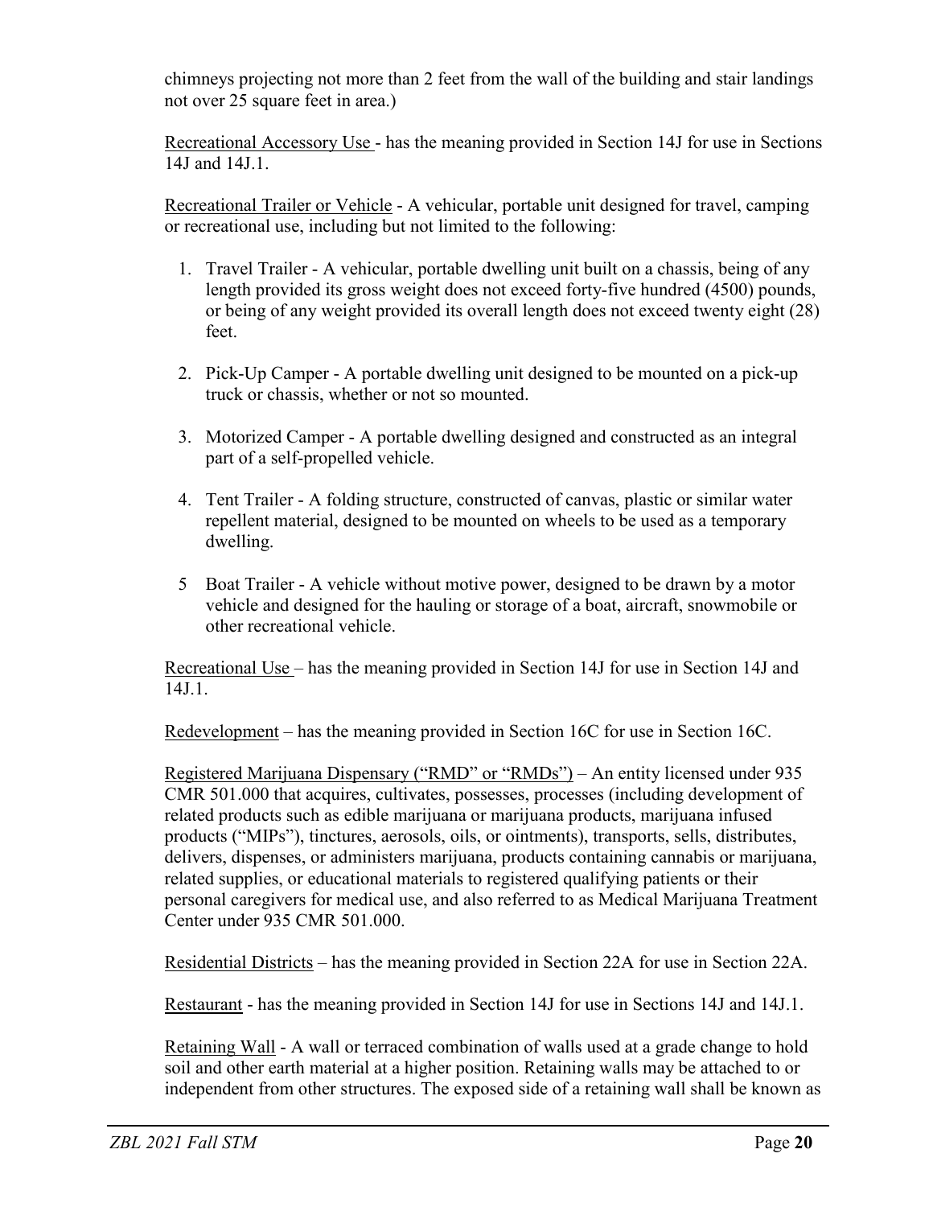chimneys projecting not more than 2 feet from the wall of the building and stair landings not over 25 square feet in area.)

Recreational Accessory Use - has the meaning provided in Section 14J for use in Sections 14J and 14J.1.

Recreational Trailer or Vehicle - A vehicular, portable unit designed for travel, camping or recreational use, including but not limited to the following:

1. Travel Trailer - A vehicular, portable dwelling unit built on a chassis, being of any length provided its gross weight does not exceed forty-five hundred (4500) pounds, or being of any weight provided its overall length does not exceed twenty eight (28) feet.

2. Pick-Up Camper - A portable dwelling unit designed to be mounted on a pick-up truck or chassis, whether or not so mounted.

3. Motorized Camper - A portable dwelling designed and constructed as an integral part of a self-propelled vehicle.

4. Tent Trailer - A folding structure, constructed of canvas, plastic or similar water repellent material, designed to be mounted on wheels to be used as a temporary dwelling.

5 Boat Trailer - A vehicle without motive power, designed to be drawn by a motor vehicle and designed for the hauling or storage of a boat, aircraft, snowmobile or other recreational vehicle.

Recreational Use – has the meaning provided in Section 14J for use in Section 14J and 14J.1.

Redevelopment – has the meaning provided in Section 16C for use in Section 16C.

Registered Marijuana Dispensary ("RMD" or "RMDs") – An entity licensed under 935 CMR 501.000 that acquires, cultivates, possesses, processes (including development of related products such as edible marijuana or marijuana products, marijuana infused products ("MIPs"), tinctures, aerosols, oils, or ointments), transports, sells, distributes, delivers, dispenses, or administers marijuana, products containing cannabis or marijuana, related supplies, or educational materials to registered qualifying patients or their personal caregivers for medical use, and also referred to as Medical Marijuana Treatment Center under 935 CMR 501.000.

Residential Districts – has the meaning provided in Section 22A for use in Section 22A.

Restaurant - has the meaning provided in Section 14J for use in Sections 14J and 14J.1.

Retaining Wall - A wall or terraced combination of walls used at a grade change to hold soil and other earth material at a higher position. Retaining walls may be attached to or independent from other structures. The exposed side of a retaining wall shall be known as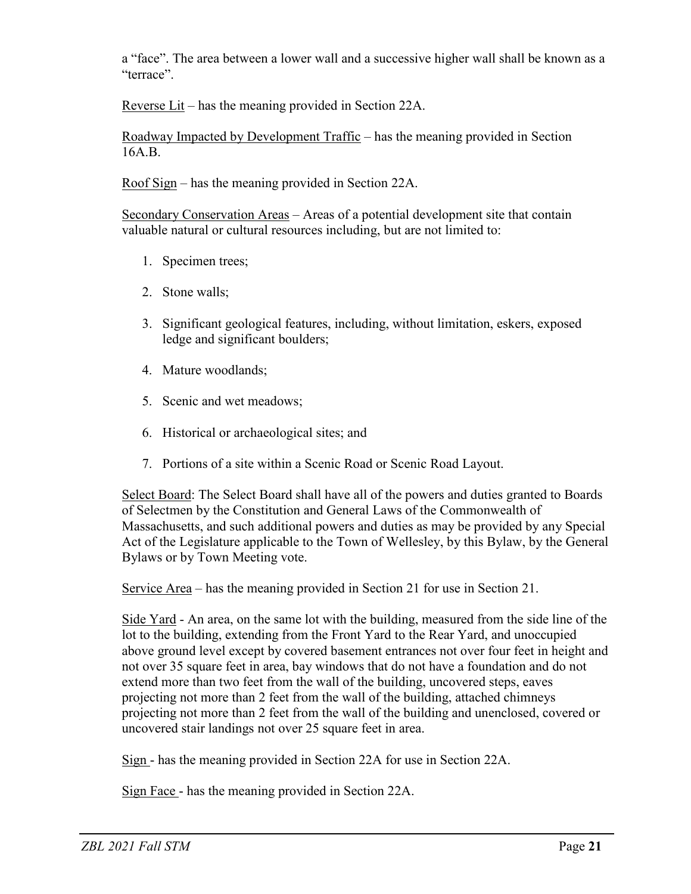a “face”. The area between a lower wall and a successive higher wall shall be known as a “terrace”.

Reverse Lit – has the meaning provided in Section 22A.

Roadway Impacted by Development Traffic – has the meaning provided in Section 16A.B.

Roof Sign – has the meaning provided in Section 22A.

Secondary Conservation Areas – Areas of a potential development site that contain valuable natural or cultural resources including, but are not limited to:

1. Specimen trees;
2. Stone walls;
3. Significant geological features, including, without limitation, eskers, exposed ledge and significant boulders;
4. Mature woodlands;
5. Scenic and wet meadows;
6. Historical or archaeological sites; and
7. Portions of a site within a Scenic Road or Scenic Road Layout.

Select Board: The Select Board shall have all of the powers and duties granted to Boards of Selectmen by the Constitution and General Laws of the Commonwealth of Massachusetts, and such additional powers and duties as may be provided by any Special Act of the Legislature applicable to the Town of Wellesley, by this Bylaw, by the General Bylaws or by Town Meeting vote.

Service Area – has the meaning provided in Section 21 for use in Section 21.

Side Yard - An area, on the same lot with the building, measured from the side line of the lot to the building, extending from the Front Yard to the Rear Yard, and unoccupied above ground level except by covered basement entrances not over four feet in height and not over 35 square feet in area, bay windows that do not have a foundation and do not extend more than two feet from the wall of the building, uncovered steps, eaves projecting not more than 2 feet from the wall of the building, attached chimneys projecting not more than 2 feet from the wall of the building and unenclosed, covered or uncovered stair landings not over 25 square feet in area.

Sign - has the meaning provided in Section 22A for use in Section 22A.

Sign Face - has the meaning provided in Section 22A.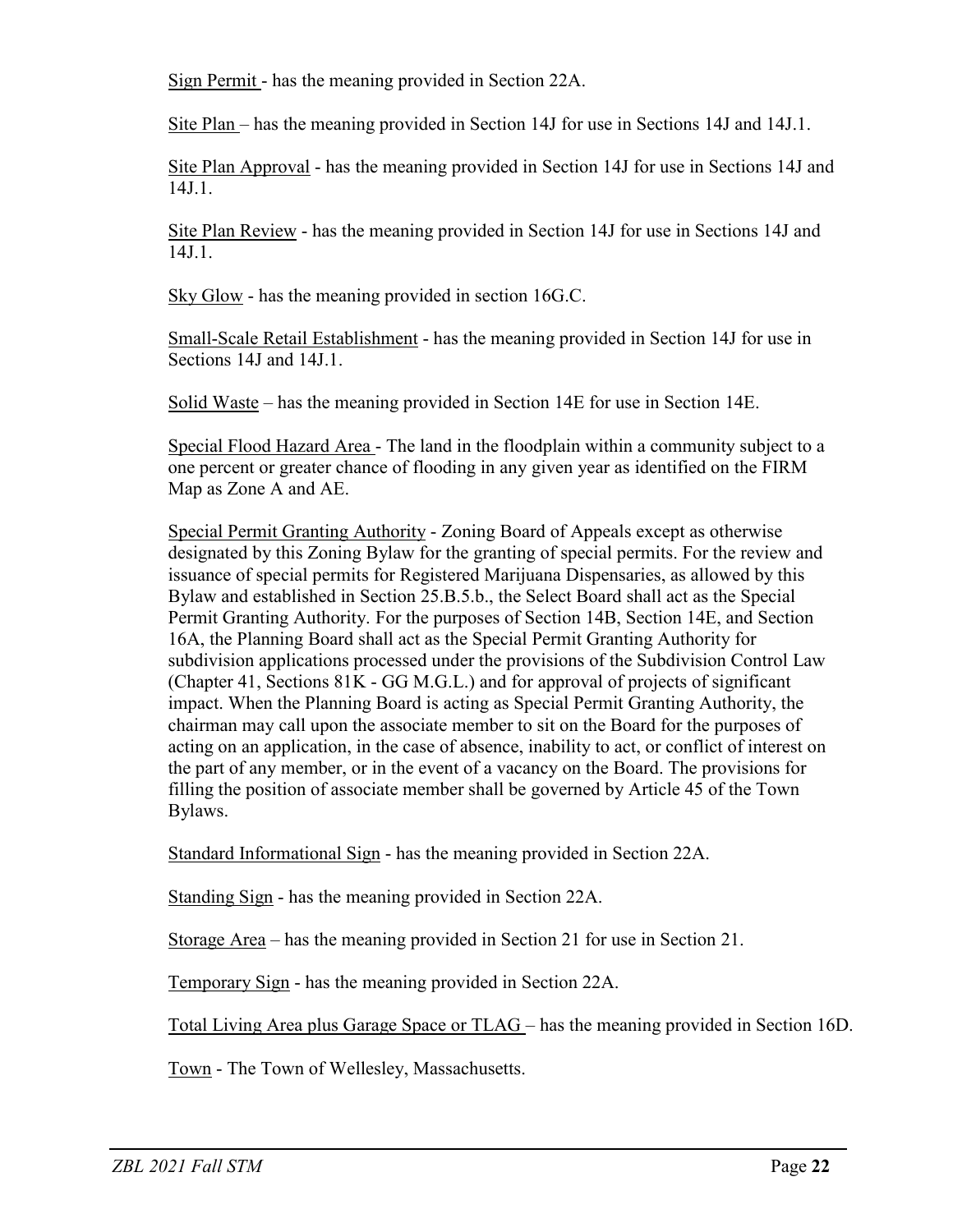Sign Permit - has the meaning provided in Section 22A.

Site Plan – has the meaning provided in Section 14J for use in Sections 14J and 14J.1.

Site Plan Approval - has the meaning provided in Section 14J for use in Sections 14J and 14J.1.

Site Plan Review - has the meaning provided in Section 14J for use in Sections 14J and 14J.1.

Sky Glow - has the meaning provided in section 16G.C.

Small-Scale Retail Establishment - has the meaning provided in Section 14J for use in Sections 14J and 14J.1.

Solid Waste – has the meaning provided in Section 14E for use in Section 14E.

Special Flood Hazard Area - The land in the floodplain within a community subject to a one percent or greater chance of flooding in any given year as identified on the FIRM Map as Zone A and AE.

Special Permit Granting Authority - Zoning Board of Appeals except as otherwise designated by this Zoning Bylaw for the granting of special permits. For the review and issuance of special permits for Registered Marijuana Dispensaries, as allowed by this Bylaw and established in Section 25.B.5.b., the Select Board shall act as the Special Permit Granting Authority. For the purposes of Section 14B, Section 14E, and Section 16A, the Planning Board shall act as the Special Permit Granting Authority for subdivision applications processed under the provisions of the Subdivision Control Law (Chapter 41, Sections 81K - GG M.G.L.) and for approval of projects of significant impact. When the Planning Board is acting as Special Permit Granting Authority, the chairman may call upon the associate member to sit on the Board for the purposes of acting on an application, in the case of absence, inability to act, or conflict of interest on the part of any member, or in the event of a vacancy on the Board. The provisions for filling the position of associate member shall be governed by Article 45 of the Town Bylaws.

Standard Informational Sign - has the meaning provided in Section 22A.

Standing Sign - has the meaning provided in Section 22A.

Storage Area – has the meaning provided in Section 21 for use in Section 21.

Temporary Sign - has the meaning provided in Section 22A.

Total Living Area plus Garage Space or TLAG – has the meaning provided in Section 16D.

Town - The Town of Wellesley, Massachusetts.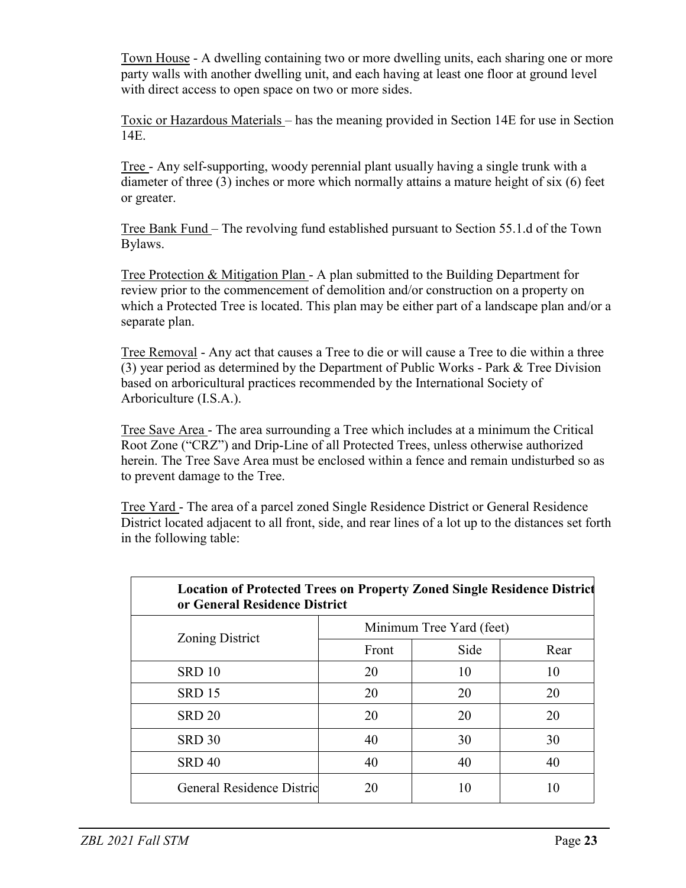Town House - A dwelling containing two or more dwelling units, each sharing one or more party walls with another dwelling unit, and each having at least one floor at ground level with direct access to open space on two or more sides.

Toxic or Hazardous Materials – has the meaning provided in Section 14E for use in Section 14E.

Tree - Any self-supporting, woody perennial plant usually having a single trunk with a diameter of three (3) inches or more which normally attains a mature height of six (6) feet or greater.

Tree Bank Fund – The revolving fund established pursuant to Section 55.1.d of the Town Bylaws.

Tree Protection & Mitigation Plan - A plan submitted to the Building Department for review prior to the commencement of demolition and/or construction on a property on which a Protected Tree is located. This plan may be either part of a landscape plan and/or a separate plan.

Tree Removal - Any act that causes a Tree to die or will cause a Tree to die within a three (3) year period as determined by the Department of Public Works - Park & Tree Division based on arboricultural practices recommended by the International Society of Arboriculture (I.S.A.).

Tree Save Area - The area surrounding a Tree which includes at a minimum the Critical Root Zone ("CRZ") and Drip-Line of all Protected Trees, unless otherwise authorized herein. The Tree Save Area must be enclosed within a fence and remain undisturbed so as to prevent damage to the Tree.

Tree Yard - The area of a parcel zoned Single Residence District or General Residence District located adjacent to all front, side, and rear lines of a lot up to the distances set forth in the following table:

| **Location of Protected Trees on Property Zoned Single Residence District or General Residence District** | | | |
|---|---|---|---|
| Zoning District | Minimum Tree Yard (feet) | | |
| | Front | Side | Rear |
| SRD 10 | 20 | 10 | 10 |
| SRD 15 | 20 | 20 | 20 |
| SRD 20 | 20 | 20 | 20 |
| SRD 30 | 40 | 30 | 30 |
| SRD 40 | 40 | 40 | 40 |
| General Residence Distric | 20 | 10 | 10 |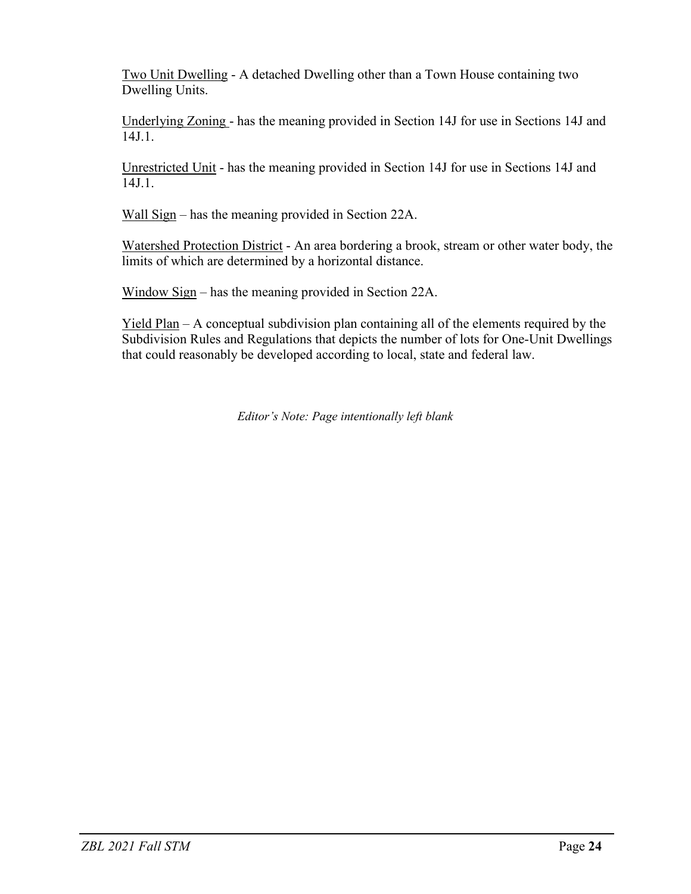Two Unit Dwelling - A detached Dwelling other than a Town House containing two Dwelling Units.

Underlying Zoning - has the meaning provided in Section 14J for use in Sections 14J and 14J.1.

Unrestricted Unit - has the meaning provided in Section 14J for use in Sections 14J and 14J.1.

Wall Sign – has the meaning provided in Section 22A.

Watershed Protection District - An area bordering a brook, stream or other water body, the limits of which are determined by a horizontal distance.

Window Sign – has the meaning provided in Section 22A.

Yield Plan – A conceptual subdivision plan containing all of the elements required by the Subdivision Rules and Regulations that depicts the number of lots for One-Unit Dwellings that could reasonably be developed according to local, state and federal law.

*Editor's Note: Page intentionally left blank*